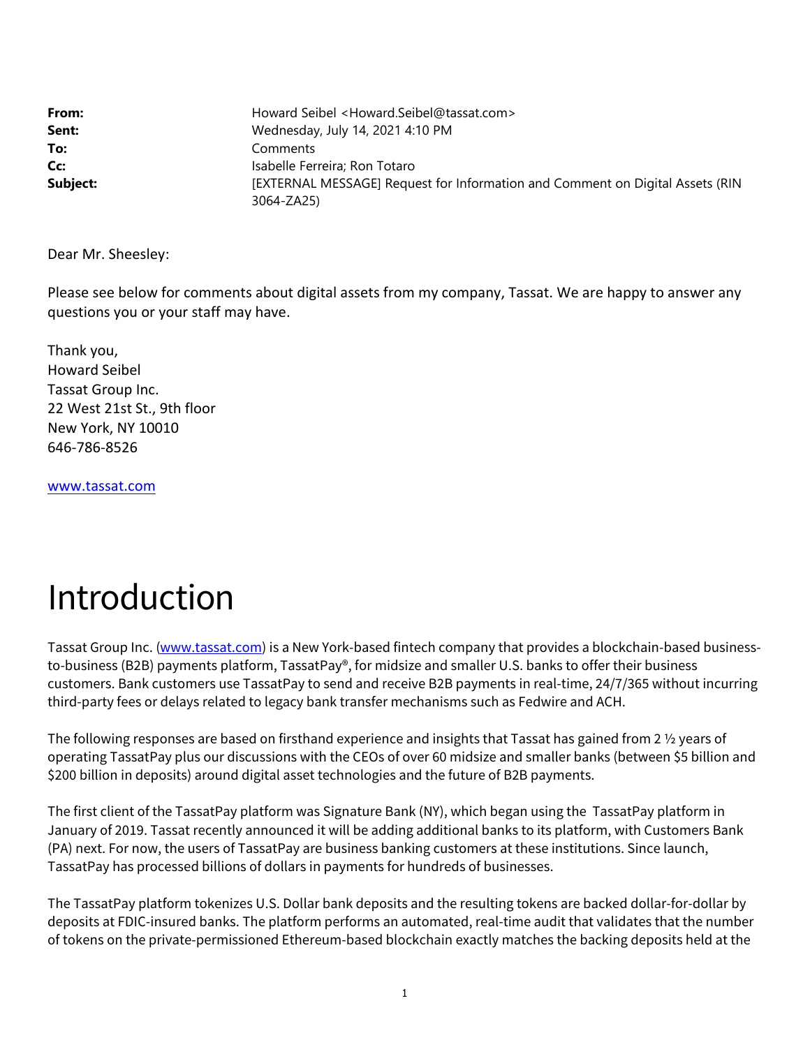| | |
|---|---|
| **From:** | Howard Seibel <Howard.Seibel@tassat.com> |
| **Sent:** | Wednesday, July 14, 2021 4:10 PM |
| **To:** | Comments |
| **Cc:** | Isabelle Ferreira; Ron Totaro |
| **Subject:** | [EXTERNAL MESSAGE] Request for Information and Comment on Digital Assets (RIN 3064-ZA25) |

Dear Mr. Sheesley:

Please see below for comments about digital assets from my company, Tassat. We are happy to answer any questions you or your staff may have.

Thank you,
Howard Seibel
Tassat Group Inc.
22 West 21st St., 9th floor
New York, NY 10010
646-786-8526

[www.tassat.com](http://www.tassat.com)

# Introduction

Tassat Group Inc. ([www.tassat.com](http://www.tassat.com)) is a New York-based fintech company that provides a blockchain-based business-to-business (B2B) payments platform, TassatPay®, for midsize and smaller U.S. banks to offer their business customers. Bank customers use TassatPay to send and receive B2B payments in real-time, 24/7/365 without incurring third-party fees or delays related to legacy bank transfer mechanisms such as Fedwire and ACH.

The following responses are based on firsthand experience and insights that Tassat has gained from 2 ½ years of operating TassatPay plus our discussions with the CEOs of over 60 midsize and smaller banks (between $5 billion and $200 billion in deposits) around digital asset technologies and the future of B2B payments.

The first client of the TassatPay platform was Signature Bank (NY), which began using the TassatPay platform in January of 2019. Tassat recently announced it will be adding additional banks to its platform, with Customers Bank (PA) next. For now, the users of TassatPay are business banking customers at these institutions. Since launch, TassatPay has processed billions of dollars in payments for hundreds of businesses.

The TassatPay platform tokenizes U.S. Dollar bank deposits and the resulting tokens are backed dollar-for-dollar by deposits at FDIC-insured banks. The platform performs an automated, real-time audit that validates that the number of tokens on the private-permissioned Ethereum-based blockchain exactly matches the backing deposits held at the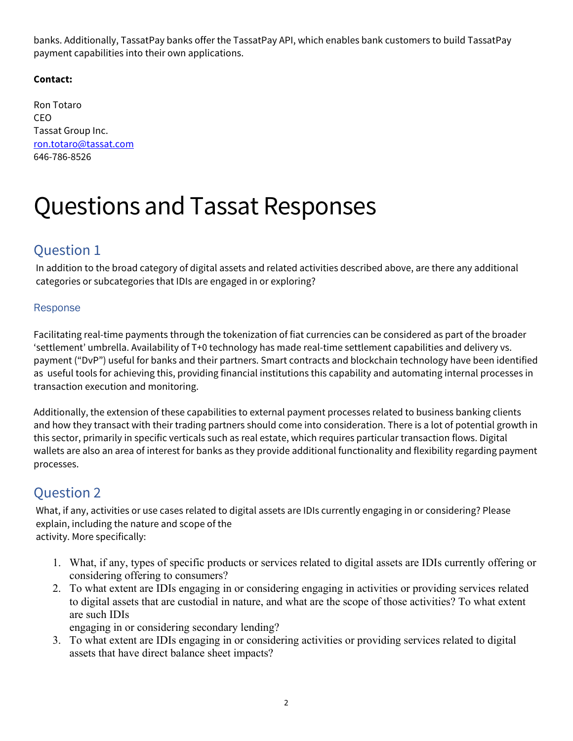banks. Additionally, TassatPay banks offer the TassatPay API, which enables bank customers to build TassatPay payment capabilities into their own applications.

**Contact:**

Ron Totaro
CEO
Tassat Group Inc.
[ron.totaro@tassat.com](mailto:ron.totaro@tassat.com)
646-786-8526

# Questions and Tassat Responses

## Question 1

In addition to the broad category of digital assets and related activities described above, are there any additional categories or subcategories that IDIs are engaged in or exploring?

### Response

Facilitating real-time payments through the tokenization of fiat currencies can be considered as part of the broader 'settlement' umbrella. Availability of T+0 technology has made real-time settlement capabilities and delivery vs. payment ("DvP") useful for banks and their partners. Smart contracts and blockchain technology have been identified as useful tools for achieving this, providing financial institutions this capability and automating internal processes in transaction execution and monitoring.

Additionally, the extension of these capabilities to external payment processes related to business banking clients and how they transact with their trading partners should come into consideration. There is a lot of potential growth in this sector, primarily in specific verticals such as real estate, which requires particular transaction flows. Digital wallets are also an area of interest for banks as they provide additional functionality and flexibility regarding payment processes.

## Question 2

What, if any, activities or use cases related to digital assets are IDIs currently engaging in or considering? Please explain, including the nature and scope of the activity. More specifically:

1. What, if any, types of specific products or services related to digital assets are IDIs currently offering or considering offering to consumers?
2. To what extent are IDIs engaging in or considering engaging in activities or providing services related to digital assets that are custodial in nature, and what are the scope of those activities? To what extent are such IDIs engaging in or considering secondary lending?
3. To what extent are IDIs engaging in or considering activities or providing services related to digital assets that have direct balance sheet impacts?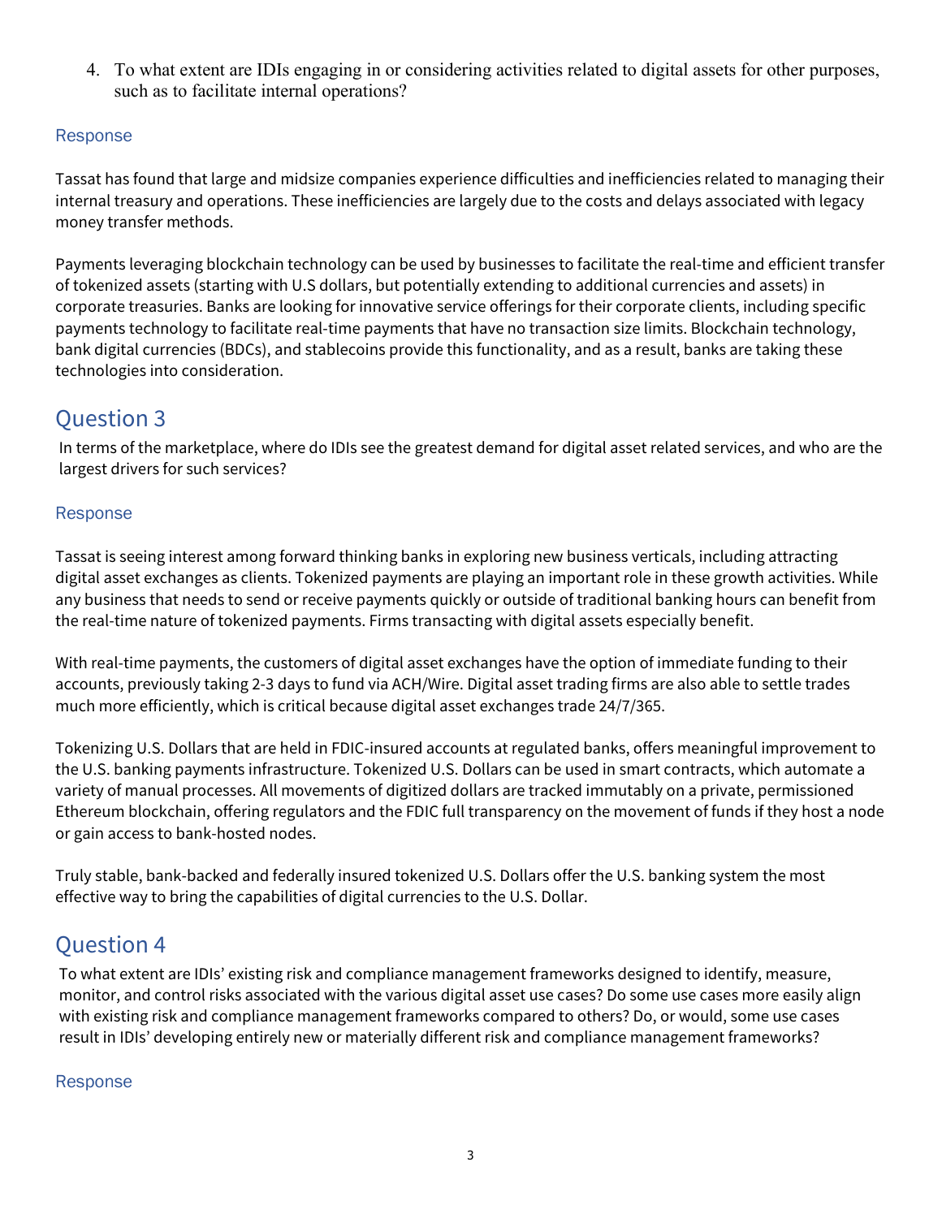4. To what extent are IDIs engaging in or considering activities related to digital assets for other purposes, such as to facilitate internal operations?

### Response

Tassat has found that large and midsize companies experience difficulties and inefficiencies related to managing their internal treasury and operations. These inefficiencies are largely due to the costs and delays associated with legacy money transfer methods.

Payments leveraging blockchain technology can be used by businesses to facilitate the real-time and efficient transfer of tokenized assets (starting with U.S dollars, but potentially extending to additional currencies and assets) in corporate treasuries. Banks are looking for innovative service offerings for their corporate clients, including specific payments technology to facilitate real-time payments that have no transaction size limits. Blockchain technology, bank digital currencies (BDCs), and stablecoins provide this functionality, and as a result, banks are taking these technologies into consideration.

## Question 3

In terms of the marketplace, where do IDIs see the greatest demand for digital asset related services, and who are the largest drivers for such services?

### Response

Tassat is seeing interest among forward thinking banks in exploring new business verticals, including attracting digital asset exchanges as clients. Tokenized payments are playing an important role in these growth activities. While any business that needs to send or receive payments quickly or outside of traditional banking hours can benefit from the real-time nature of tokenized payments. Firms transacting with digital assets especially benefit.

With real-time payments, the customers of digital asset exchanges have the option of immediate funding to their accounts, previously taking 2-3 days to fund via ACH/Wire. Digital asset trading firms are also able to settle trades much more efficiently, which is critical because digital asset exchanges trade 24/7/365.

Tokenizing U.S. Dollars that are held in FDIC-insured accounts at regulated banks, offers meaningful improvement to the U.S. banking payments infrastructure. Tokenized U.S. Dollars can be used in smart contracts, which automate a variety of manual processes. All movements of digitized dollars are tracked immutably on a private, permissioned Ethereum blockchain, offering regulators and the FDIC full transparency on the movement of funds if they host a node or gain access to bank-hosted nodes.

Truly stable, bank-backed and federally insured tokenized U.S. Dollars offer the U.S. banking system the most effective way to bring the capabilities of digital currencies to the U.S. Dollar.

## Question 4

To what extent are IDIs' existing risk and compliance management frameworks designed to identify, measure, monitor, and control risks associated with the various digital asset use cases? Do some use cases more easily align with existing risk and compliance management frameworks compared to others? Do, or would, some use cases result in IDIs' developing entirely new or materially different risk and compliance management frameworks?

### Response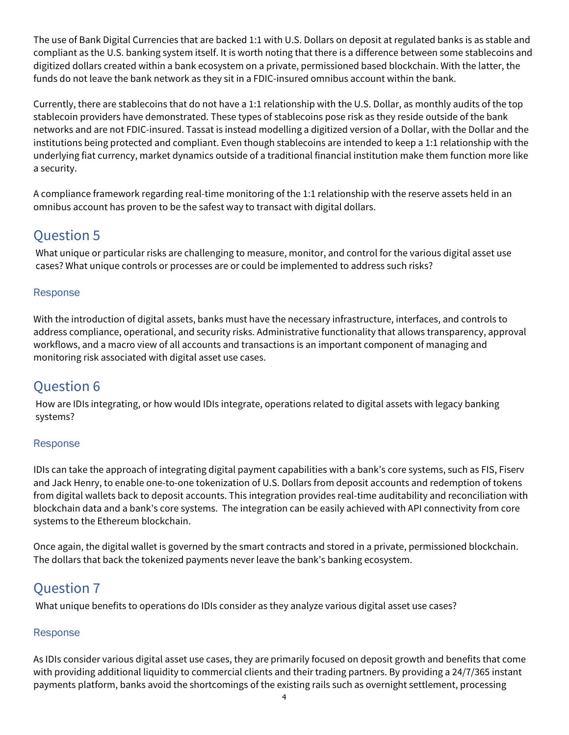The use of Bank Digital Currencies that are backed 1:1 with U.S. Dollars on deposit at regulated banks is as stable and compliant as the U.S. banking system itself. It is worth noting that there is a difference between some stablecoins and digitized dollars created within a bank ecosystem on a private, permissioned based blockchain. With the latter, the funds do not leave the bank network as they sit in a FDIC-insured omnibus account within the bank.

Currently, there are stablecoins that do not have a 1:1 relationship with the U.S. Dollar, as monthly audits of the top stablecoin providers have demonstrated. These types of stablecoins pose risk as they reside outside of the bank networks and are not FDIC-insured. Tassat is instead modelling a digitized version of a Dollar, with the Dollar and the institutions being protected and compliant. Even though stablecoins are intended to keep a 1:1 relationship with the underlying fiat currency, market dynamics outside of a traditional financial institution make them function more like a security.

A compliance framework regarding real-time monitoring of the 1:1 relationship with the reserve assets held in an omnibus account has proven to be the safest way to transact with digital dollars.

## Question 5

What unique or particular risks are challenging to measure, monitor, and control for the various digital asset use cases? What unique controls or processes are or could be implemented to address such risks?

### Response

With the introduction of digital assets, banks must have the necessary infrastructure, interfaces, and controls to address compliance, operational, and security risks. Administrative functionality that allows transparency, approval workflows, and a macro view of all accounts and transactions is an important component of managing and monitoring risk associated with digital asset use cases.

## Question 6

How are IDIs integrating, or how would IDIs integrate, operations related to digital assets with legacy banking systems?

### Response

IDIs can take the approach of integrating digital payment capabilities with a bank's core systems, such as FIS, Fiserv and Jack Henry, to enable one-to-one tokenization of U.S. Dollars from deposit accounts and redemption of tokens from digital wallets back to deposit accounts. This integration provides real-time auditability and reconciliation with blockchain data and a bank's core systems. The integration can be easily achieved with API connectivity from core systems to the Ethereum blockchain.

Once again, the digital wallet is governed by the smart contracts and stored in a private, permissioned blockchain. The dollars that back the tokenized payments never leave the bank's banking ecosystem.

## Question 7

What unique benefits to operations do IDIs consider as they analyze various digital asset use cases?

### Response

As IDIs consider various digital asset use cases, they are primarily focused on deposit growth and benefits that come with providing additional liquidity to commercial clients and their trading partners. By providing a 24/7/365 instant payments platform, banks avoid the shortcomings of the existing rails such as overnight settlement, processing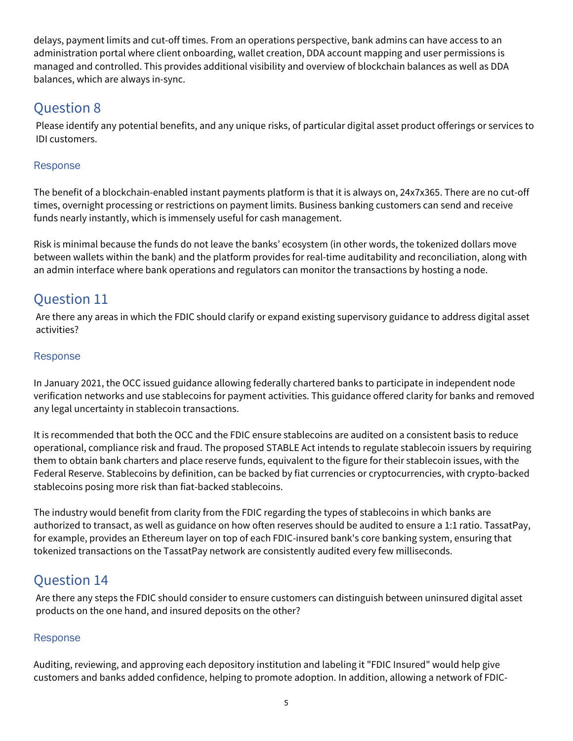delays, payment limits and cut-off times. From an operations perspective, bank admins can have access to an administration portal where client onboarding, wallet creation, DDA account mapping and user permissions is managed and controlled. This provides additional visibility and overview of blockchain balances as well as DDA balances, which are always in-sync.

## Question 8

Please identify any potential benefits, and any unique risks, of particular digital asset product offerings or services to IDI customers.

### Response

The benefit of a blockchain-enabled instant payments platform is that it is always on, 24x7x365. There are no cut-off times, overnight processing or restrictions on payment limits. Business banking customers can send and receive funds nearly instantly, which is immensely useful for cash management.

Risk is minimal because the funds do not leave the banks' ecosystem (in other words, the tokenized dollars move between wallets within the bank) and the platform provides for real-time auditability and reconciliation, along with an admin interface where bank operations and regulators can monitor the transactions by hosting a node.

## Question 11

Are there any areas in which the FDIC should clarify or expand existing supervisory guidance to address digital asset activities?

### Response

In January 2021, the OCC issued guidance allowing federally chartered banks to participate in independent node verification networks and use stablecoins for payment activities. This guidance offered clarity for banks and removed any legal uncertainty in stablecoin transactions.

It is recommended that both the OCC and the FDIC ensure stablecoins are audited on a consistent basis to reduce operational, compliance risk and fraud. The proposed STABLE Act intends to regulate stablecoin issuers by requiring them to obtain bank charters and place reserve funds, equivalent to the figure for their stablecoin issues, with the Federal Reserve. Stablecoins by definition, can be backed by fiat currencies or cryptocurrencies, with crypto-backed stablecoins posing more risk than fiat-backed stablecoins.

The industry would benefit from clarity from the FDIC regarding the types of stablecoins in which banks are authorized to transact, as well as guidance on how often reserves should be audited to ensure a 1:1 ratio. TassatPay, for example, provides an Ethereum layer on top of each FDIC-insured bank's core banking system, ensuring that tokenized transactions on the TassatPay network are consistently audited every few milliseconds.

## Question 14

Are there any steps the FDIC should consider to ensure customers can distinguish between uninsured digital asset products on the one hand, and insured deposits on the other?

### Response

Auditing, reviewing, and approving each depository institution and labeling it "FDIC Insured" would help give customers and banks added confidence, helping to promote adoption. In addition, allowing a network of FDIC-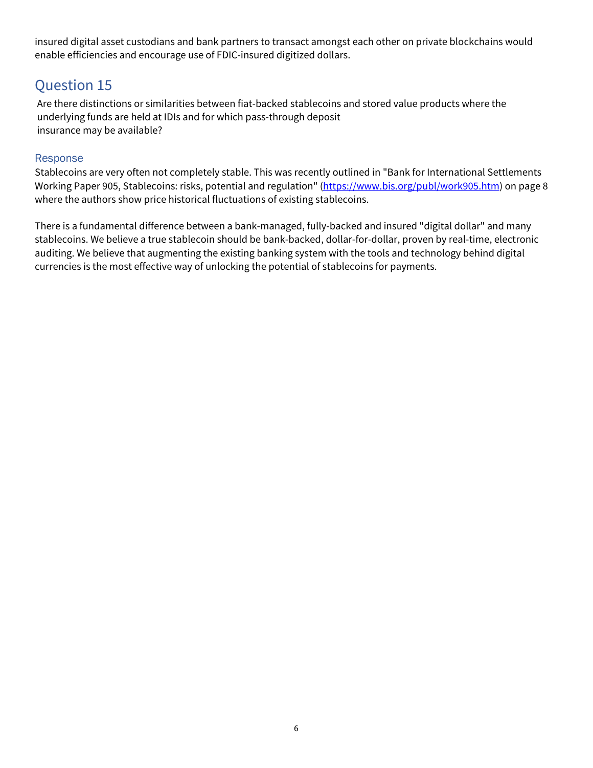insured digital asset custodians and bank partners to transact amongst each other on private blockchains would enable efficiencies and encourage use of FDIC-insured digitized dollars.

## Question 15

Are there distinctions or similarities between fiat-backed stablecoins and stored value products where the underlying funds are held at IDIs and for which pass-through deposit insurance may be available?

### Response

Stablecoins are very often not completely stable. This was recently outlined in "Bank for International Settlements Working Paper 905, Stablecoins: risks, potential and regulation" (https://www.bis.org/publ/work905.htm) on page 8 where the authors show price historical fluctuations of existing stablecoins.

There is a fundamental difference between a bank-managed, fully-backed and insured "digital dollar" and many stablecoins. We believe a true stablecoin should be bank-backed, dollar-for-dollar, proven by real-time, electronic auditing. We believe that augmenting the existing banking system with the tools and technology behind digital currencies is the most effective way of unlocking the potential of stablecoins for payments.